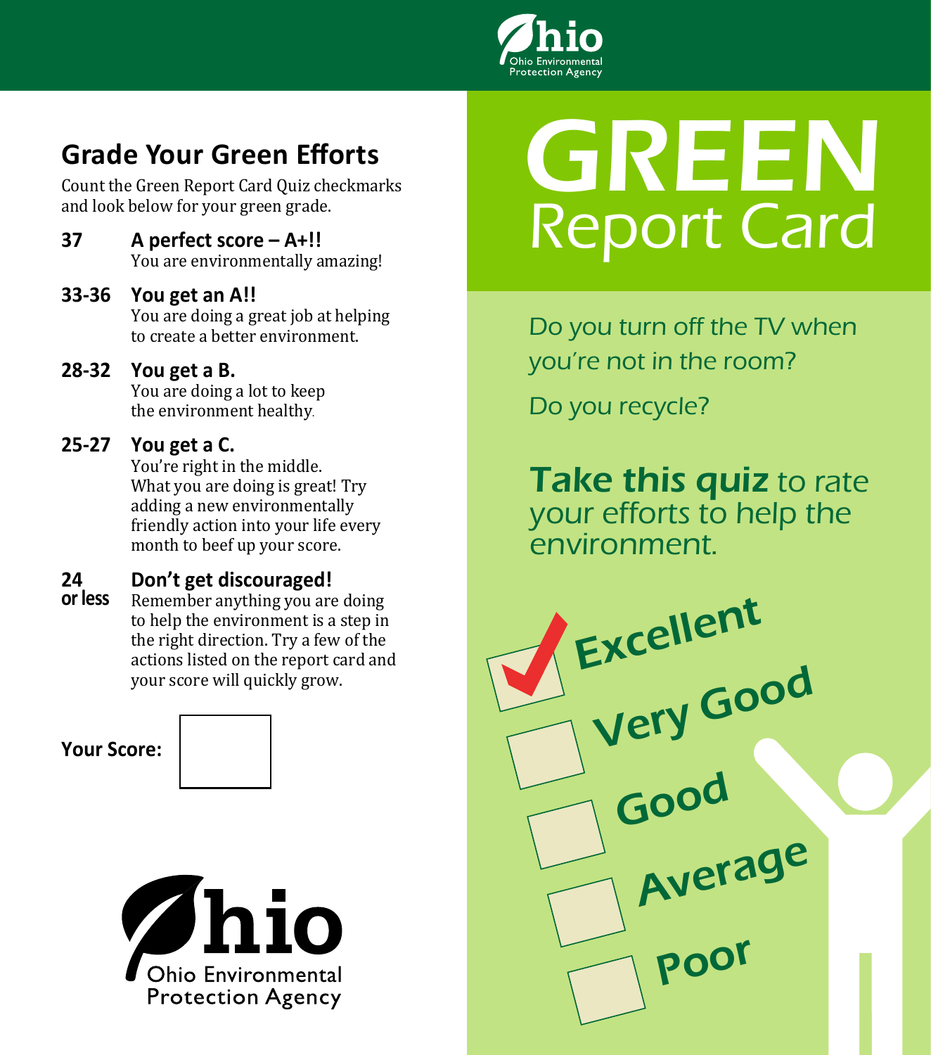## Grade Your Green Efforts

Count the Green Report Card Quiz checkmarks and look below for your green grade.

**37** **A perfect score – A+!!**
You are environmentally amazing!

**33-36** **You get an A!!**
You are doing a great job at helping to create a better environment.

**28-32** **You get a B.**
You are doing a lot to keep the environment healthy.

**25-27** **You get a C.**
You're right in the middle. What you are doing is great! Try adding a new environmentally friendly action into your life every month to beef up your score.

**24 or less** **Don't get discouraged!**
Remember anything you are doing to help the environment is a step in the right direction. Try a few of the actions listed on the report card and your score will quickly grow.

**Your Score:**

Ohio Environmental Protection Agency

# GREEN Report Card

Do you turn off the TV when you're not in the room?

Do you recycle?

**Take this quiz** to rate your efforts to help the environment.

- [x] Excellent
- [ ] Very Good
- [ ] Good
- [ ] Average
- [ ] Poor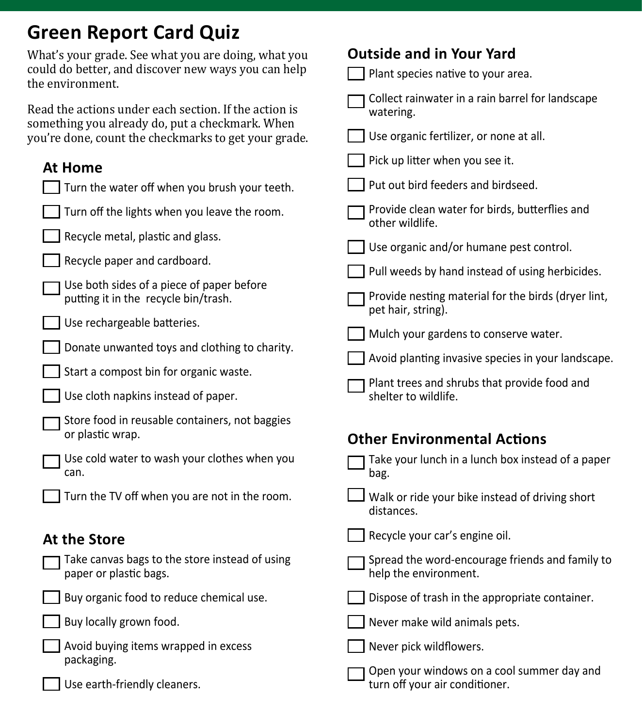# Green Report Card Quiz

What's your grade. See what you are doing, what you could do better, and discover new ways you can help the environment.

Read the actions under each section. If the action is something you already do, put a checkmark. When you're done, count the checkmarks to get your grade.

## At Home

- [ ] Turn the water off when you brush your teeth.
- [ ] Turn off the lights when you leave the room.
- [ ] Recycle metal, plastic and glass.
- [ ] Recycle paper and cardboard.
- [ ] Use both sides of a piece of paper before putting it in the recycle bin/trash.
- [ ] Use rechargeable batteries.
- [ ] Donate unwanted toys and clothing to charity.
- [ ] Start a compost bin for organic waste.
- [ ] Use cloth napkins instead of paper.
- [ ] Store food in reusable containers, not baggies or plastic wrap.
- [ ] Use cold water to wash your clothes when you can.
- [ ] Turn the TV off when you are not in the room.

## At the Store

- [ ] Take canvas bags to the store instead of using paper or plastic bags.
- [ ] Buy organic food to reduce chemical use.
- [ ] Buy locally grown food.
- [ ] Avoid buying items wrapped in excess packaging.
- [ ] Use earth-friendly cleaners.

## Outside and in Your Yard

- [ ] Plant species native to your area.
- [ ] Collect rainwater in a rain barrel for landscape watering.
- [ ] Use organic fertilizer, or none at all.
- [ ] Pick up litter when you see it.
- [ ] Put out bird feeders and birdseed.
- [ ] Provide clean water for birds, butterflies and other wildlife.
- [ ] Use organic and/or humane pest control.
- [ ] Pull weeds by hand instead of using herbicides.
- [ ] Provide nesting material for the birds (dryer lint, pet hair, string).
- [ ] Mulch your gardens to conserve water.
- [ ] Avoid planting invasive species in your landscape.
- [ ] Plant trees and shrubs that provide food and shelter to wildlife.

## Other Environmental Actions

- [ ] Take your lunch in a lunch box instead of a paper bag.
- [ ] Walk or ride your bike instead of driving short distances.
- [ ] Recycle your car's engine oil.
- [ ] Spread the word-encourage friends and family to help the environment.
- [ ] Dispose of trash in the appropriate container.
- [ ] Never make wild animals pets.
- [ ] Never pick wildflowers.
- [ ] Open your windows on a cool summer day and turn off your air conditioner.